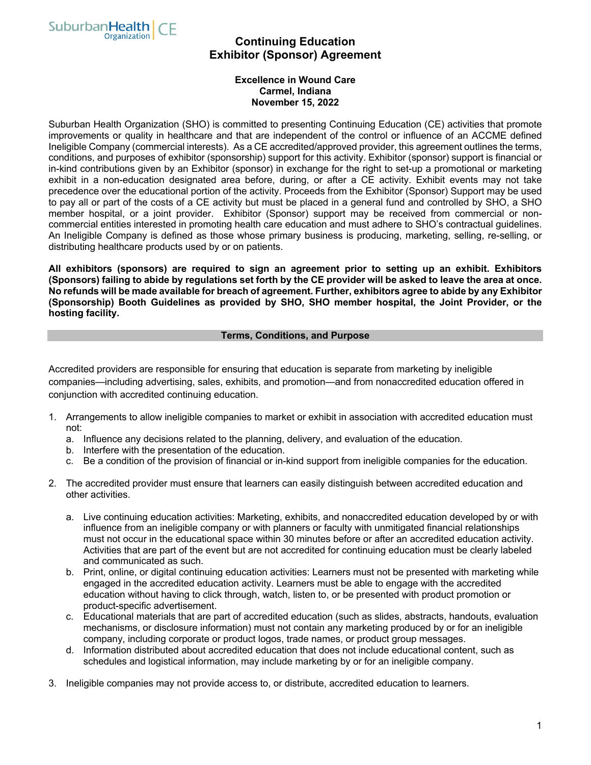SuburbanHealth Organization | CE

# Continuing Education Exhibitor (Sponsor) Agreement

**Excellence in Wound Care**
**Carmel, Indiana**
**November 15, 2022**

Suburban Health Organization (SHO) is committed to presenting Continuing Education (CE) activities that promote improvements or quality in healthcare and that are independent of the control or influence of an ACCME defined Ineligible Company (commercial interests). As a CE accredited/approved provider, this agreement outlines the terms, conditions, and purposes of exhibitor (sponsorship) support for this activity. Exhibitor (sponsor) support is financial or in-kind contributions given by an Exhibitor (sponsor) in exchange for the right to set-up a promotional or marketing exhibit in a non-education designated area before, during, or after a CE activity. Exhibit events may not take precedence over the educational portion of the activity. Proceeds from the Exhibitor (Sponsor) Support may be used to pay all or part of the costs of a CE activity but must be placed in a general fund and controlled by SHO, a SHO member hospital, or a joint provider. Exhibitor (Sponsor) support may be received from commercial or non-commercial entities interested in promoting health care education and must adhere to SHO's contractual guidelines. An Ineligible Company is defined as those whose primary business is producing, marketing, selling, re-selling, or distributing healthcare products used by or on patients.

**All exhibitors (sponsors) are required to sign an agreement prior to setting up an exhibit. Exhibitors (Sponsors) failing to abide by regulations set forth by the CE provider will be asked to leave the area at once. No refunds will be made available for breach of agreement. Further, exhibitors agree to abide by any Exhibitor (Sponsorship) Booth Guidelines as provided by SHO, SHO member hospital, the Joint Provider, or the hosting facility.**

## Terms, Conditions, and Purpose

Accredited providers are responsible for ensuring that education is separate from marketing by ineligible companies—including advertising, sales, exhibits, and promotion—and from nonaccredited education offered in conjunction with accredited continuing education.

1. Arrangements to allow ineligible companies to market or exhibit in association with accredited education must not:
   a. Influence any decisions related to the planning, delivery, and evaluation of the education.
   b. Interfere with the presentation of the education.
   c. Be a condition of the provision of financial or in-kind support from ineligible companies for the education.

2. The accredited provider must ensure that learners can easily distinguish between accredited education and other activities.

   a. Live continuing education activities: Marketing, exhibits, and nonaccredited education developed by or with influence from an ineligible company or with planners or faculty with unmitigated financial relationships must not occur in the educational space within 30 minutes before or after an accredited education activity. Activities that are part of the event but are not accredited for continuing education must be clearly labeled and communicated as such.
   b. Print, online, or digital continuing education activities: Learners must not be presented with marketing while engaged in the accredited education activity. Learners must be able to engage with the accredited education without having to click through, watch, listen to, or be presented with product promotion or product-specific advertisement.
   c. Educational materials that are part of accredited education (such as slides, abstracts, handouts, evaluation mechanisms, or disclosure information) must not contain any marketing produced by or for an ineligible company, including corporate or product logos, trade names, or product group messages.
   d. Information distributed about accredited education that does not include educational content, such as schedules and logistical information, may include marketing by or for an ineligible company.

3. Ineligible companies may not provide access to, or distribute, accredited education to learners.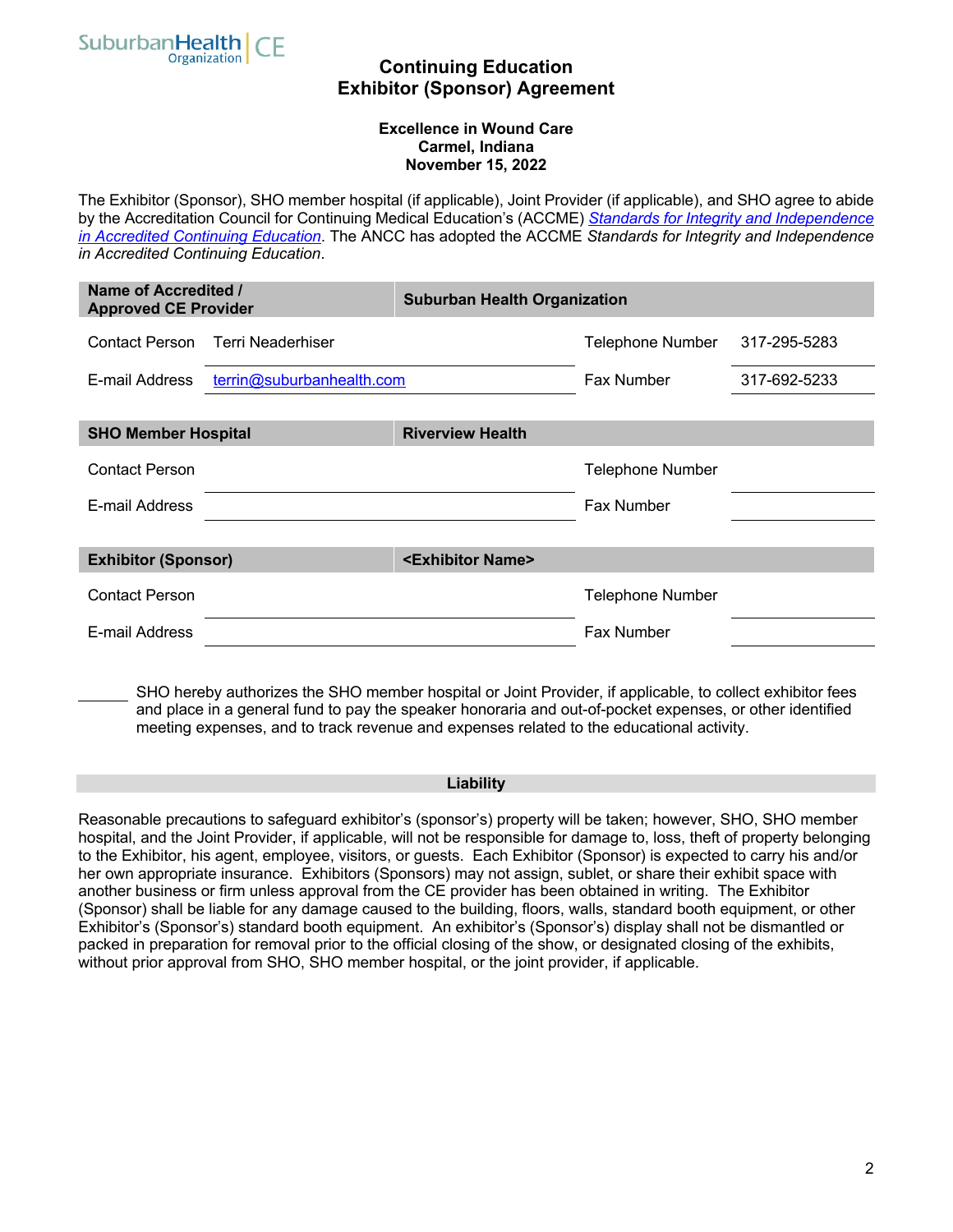SuburbanHealth Organization | CE

# Continuing Education
# Exhibitor (Sponsor) Agreement

**Excellence in Wound Care**
**Carmel, Indiana**
**November 15, 2022**

The Exhibitor (Sponsor), SHO member hospital (if applicable), Joint Provider (if applicable), and SHO agree to abide by the Accreditation Council for Continuing Medical Education's (ACCME) *Standards for Integrity and Independence in Accredited Continuing Education*. The ANCC has adopted the ACCME *Standards for Integrity and Independence in Accredited Continuing Education*.

| **Name of Accredited / Approved CE Provider** | **Suburban Health Organization** | | |
|---|---|---|---|
| Contact Person | Terri Neaderhiser | Telephone Number | 317-295-5283 |
| E-mail Address | terrin@suburbanhealth.com | Fax Number | 317-692-5233 |

| **SHO Member Hospital** | **Riverview Health** | | |
|---|---|---|---|
| Contact Person | | Telephone Number | |
| E-mail Address | | Fax Number | |

| **Exhibitor (Sponsor)** | **<Exhibitor Name>** | | |
|---|---|---|---|
| Contact Person | | Telephone Number | |
| E-mail Address | | Fax Number | |

______ SHO hereby authorizes the SHO member hospital or Joint Provider, if applicable, to collect exhibitor fees and place in a general fund to pay the speaker honoraria and out-of-pocket expenses, or other identified meeting expenses, and to track revenue and expenses related to the educational activity.

## Liability

Reasonable precautions to safeguard exhibitor's (sponsor's) property will be taken; however, SHO, SHO member hospital, and the Joint Provider, if applicable, will not be responsible for damage to, loss, theft of property belonging to the Exhibitor, his agent, employee, visitors, or guests. Each Exhibitor (Sponsor) is expected to carry his and/or her own appropriate insurance. Exhibitors (Sponsors) may not assign, sublet, or share their exhibit space with another business or firm unless approval from the CE provider has been obtained in writing. The Exhibitor (Sponsor) shall be liable for any damage caused to the building, floors, walls, standard booth equipment, or other Exhibitor's (Sponsor's) standard booth equipment. An exhibitor's (Sponsor's) display shall not be dismantled or packed in preparation for removal prior to the official closing of the show, or designated closing of the exhibits, without prior approval from SHO, SHO member hospital, or the joint provider, if applicable.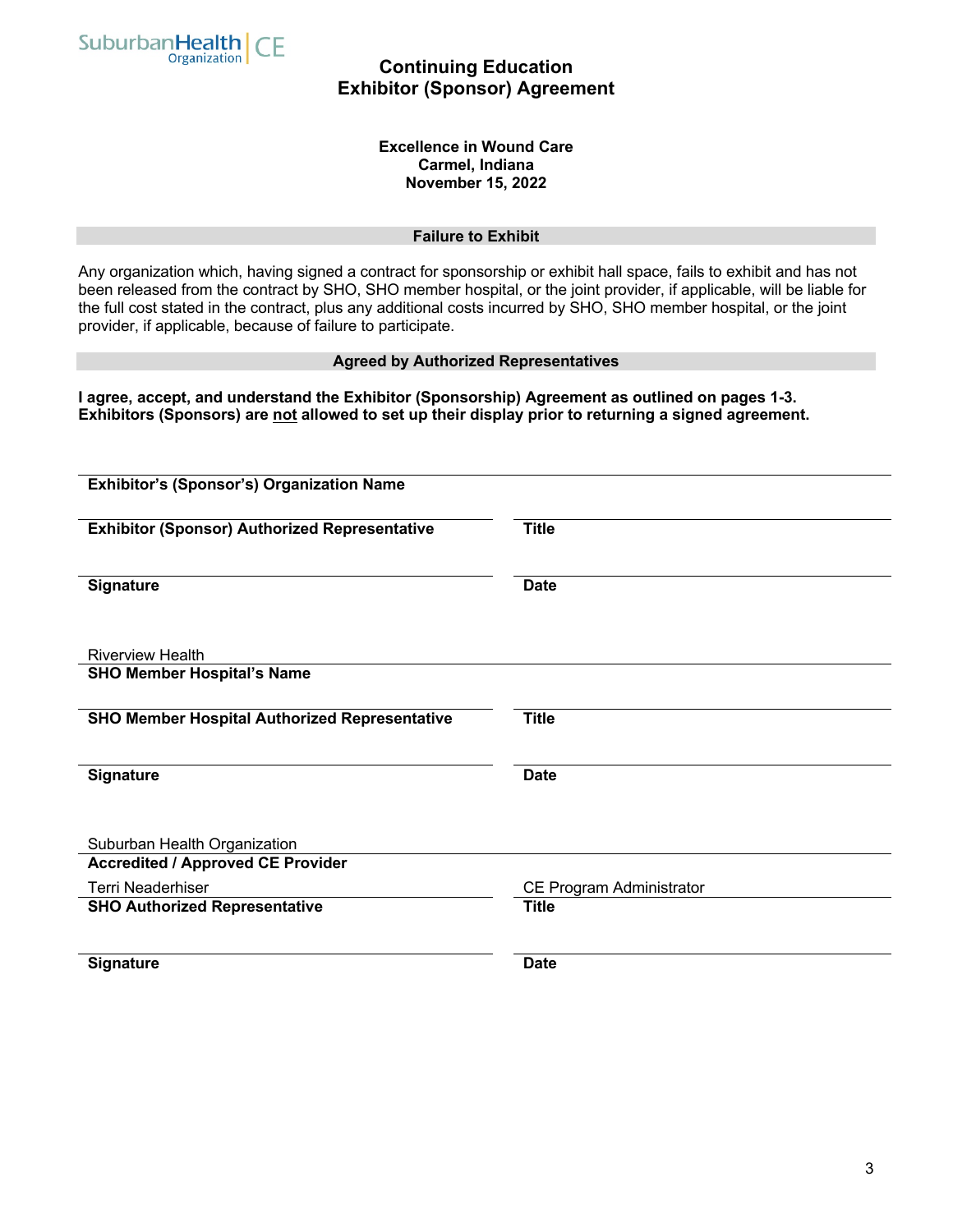SuburbanHealth Organization | CE

# Continuing Education
# Exhibitor (Sponsor) Agreement

**Excellence in Wound Care**
**Carmel, Indiana**
**November 15, 2022**

## Failure to Exhibit

Any organization which, having signed a contract for sponsorship or exhibit hall space, fails to exhibit and has not been released from the contract by SHO, SHO member hospital, or the joint provider, if applicable, will be liable for the full cost stated in the contract, plus any additional costs incurred by SHO, SHO member hospital, or the joint provider, if applicable, because of failure to participate.

## Agreed by Authorized Representatives

**I agree, accept, and understand the Exhibitor (Sponsorship) Agreement as outlined on pages 1-3. Exhibitors (Sponsors) are not allowed to set up their display prior to returning a signed agreement.**

______________________________
**Exhibitor's (Sponsor's) Organization Name**

______________________________ ______________________________
**Exhibitor (Sponsor) Authorized Representative** **Title**

______________________________ ______________________________
**Signature** **Date**

Riverview Health
**SHO Member Hospital's Name**

______________________________ ______________________________
**SHO Member Hospital Authorized Representative** **Title**

______________________________ ______________________________
**Signature** **Date**

Suburban Health Organization
**Accredited / Approved CE Provider**

Terri Neaderhiser CE Program Administrator
**SHO Authorized Representative** **Title**

______________________________ ______________________________
**Signature** **Date**